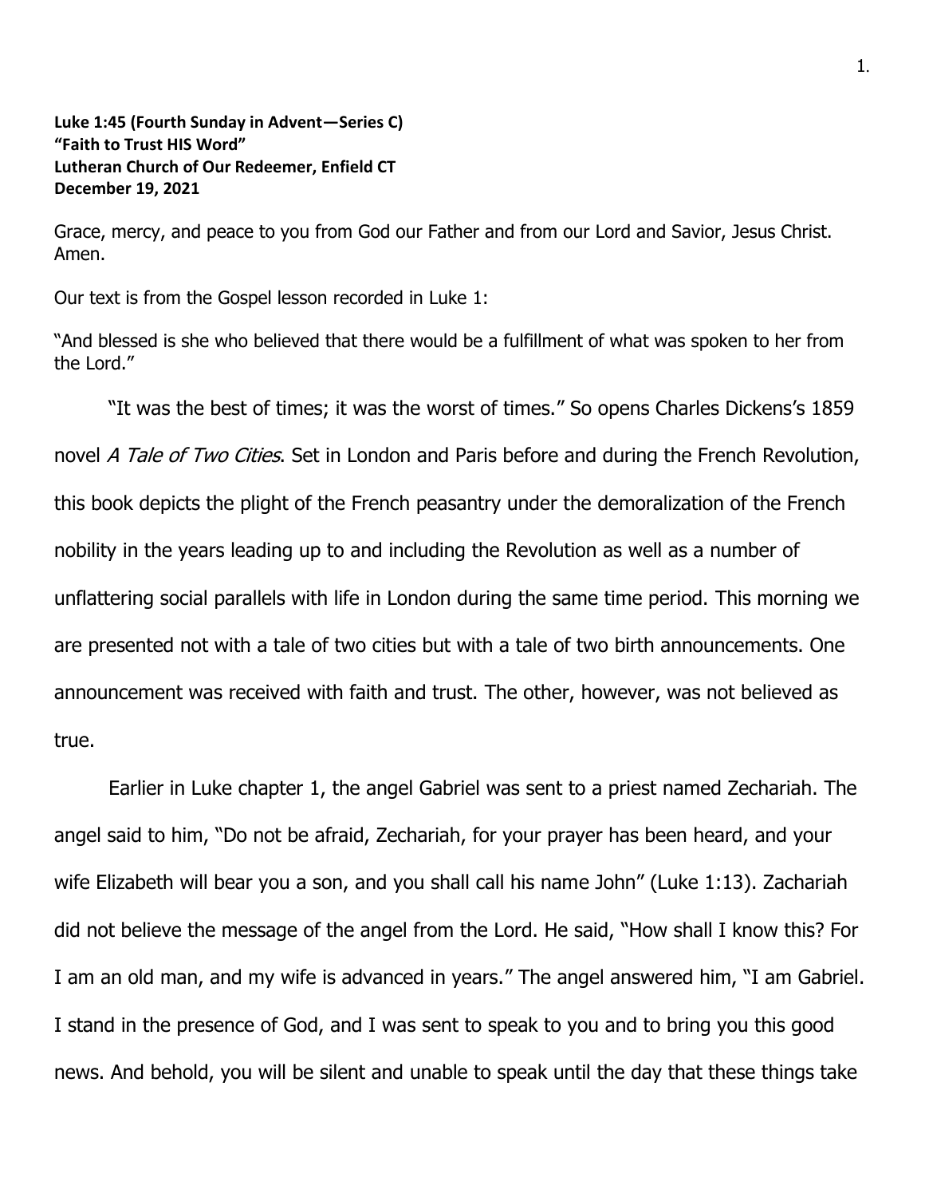**Luke 1:45 (Fourth Sunday in Advent—Series C)**
**"Faith to Trust HIS Word"**
**Lutheran Church of Our Redeemer, Enfield CT**
**December 19, 2021**

Grace, mercy, and peace to you from God our Father and from our Lord and Savior, Jesus Christ. Amen.

Our text is from the Gospel lesson recorded in Luke 1:

"And blessed is she who believed that there would be a fulfillment of what was spoken to her from the Lord."

"It was the best of times; it was the worst of times." So opens Charles Dickens's 1859 novel *A Tale of Two Cities*. Set in London and Paris before and during the French Revolution, this book depicts the plight of the French peasantry under the demoralization of the French nobility in the years leading up to and including the Revolution as well as a number of unflattering social parallels with life in London during the same time period. This morning we are presented not with a tale of two cities but with a tale of two birth announcements. One announcement was received with faith and trust. The other, however, was not believed as true.

Earlier in Luke chapter 1, the angel Gabriel was sent to a priest named Zechariah. The angel said to him, "Do not be afraid, Zechariah, for your prayer has been heard, and your wife Elizabeth will bear you a son, and you shall call his name John" (Luke 1:13). Zachariah did not believe the message of the angel from the Lord. He said, "How shall I know this? For I am an old man, and my wife is advanced in years." The angel answered him, "I am Gabriel. I stand in the presence of God, and I was sent to speak to you and to bring you this good news. And behold, you will be silent and unable to speak until the day that these things take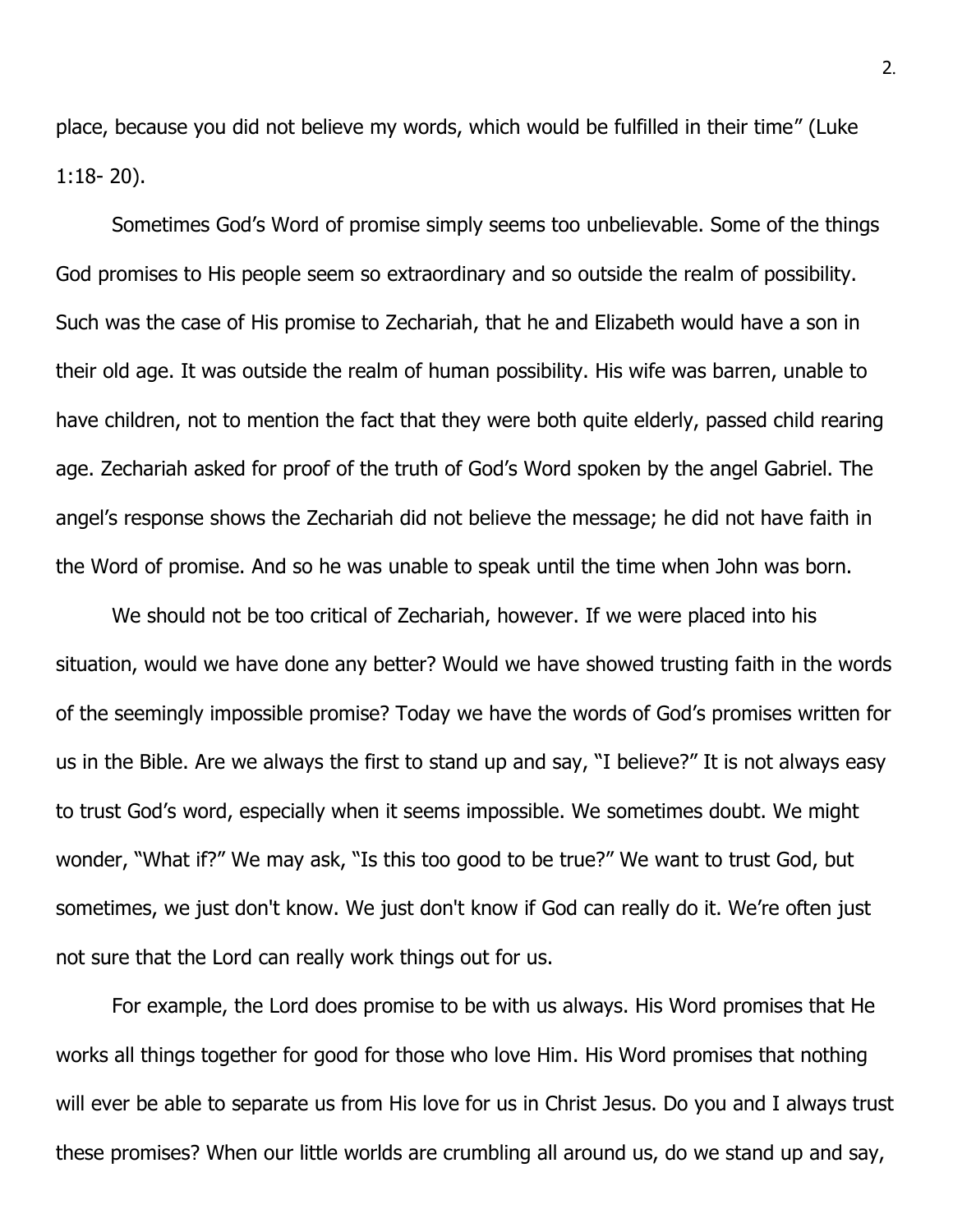place, because you did not believe my words, which would be fulfilled in their time" (Luke 1:18- 20).

Sometimes God's Word of promise simply seems too unbelievable. Some of the things God promises to His people seem so extraordinary and so outside the realm of possibility. Such was the case of His promise to Zechariah, that he and Elizabeth would have a son in their old age. It was outside the realm of human possibility. His wife was barren, unable to have children, not to mention the fact that they were both quite elderly, passed child rearing age. Zechariah asked for proof of the truth of God's Word spoken by the angel Gabriel. The angel's response shows the Zechariah did not believe the message; he did not have faith in the Word of promise. And so he was unable to speak until the time when John was born.

We should not be too critical of Zechariah, however. If we were placed into his situation, would we have done any better? Would we have showed trusting faith in the words of the seemingly impossible promise? Today we have the words of God's promises written for us in the Bible. Are we always the first to stand up and say, "I believe?" It is not always easy to trust God's word, especially when it seems impossible. We sometimes doubt. We might wonder, "What if?" We may ask, "Is this too good to be true?" We want to trust God, but sometimes, we just don't know. We just don't know if God can really do it. We're often just not sure that the Lord can really work things out for us.

For example, the Lord does promise to be with us always. His Word promises that He works all things together for good for those who love Him. His Word promises that nothing will ever be able to separate us from His love for us in Christ Jesus. Do you and I always trust these promises? When our little worlds are crumbling all around us, do we stand up and say,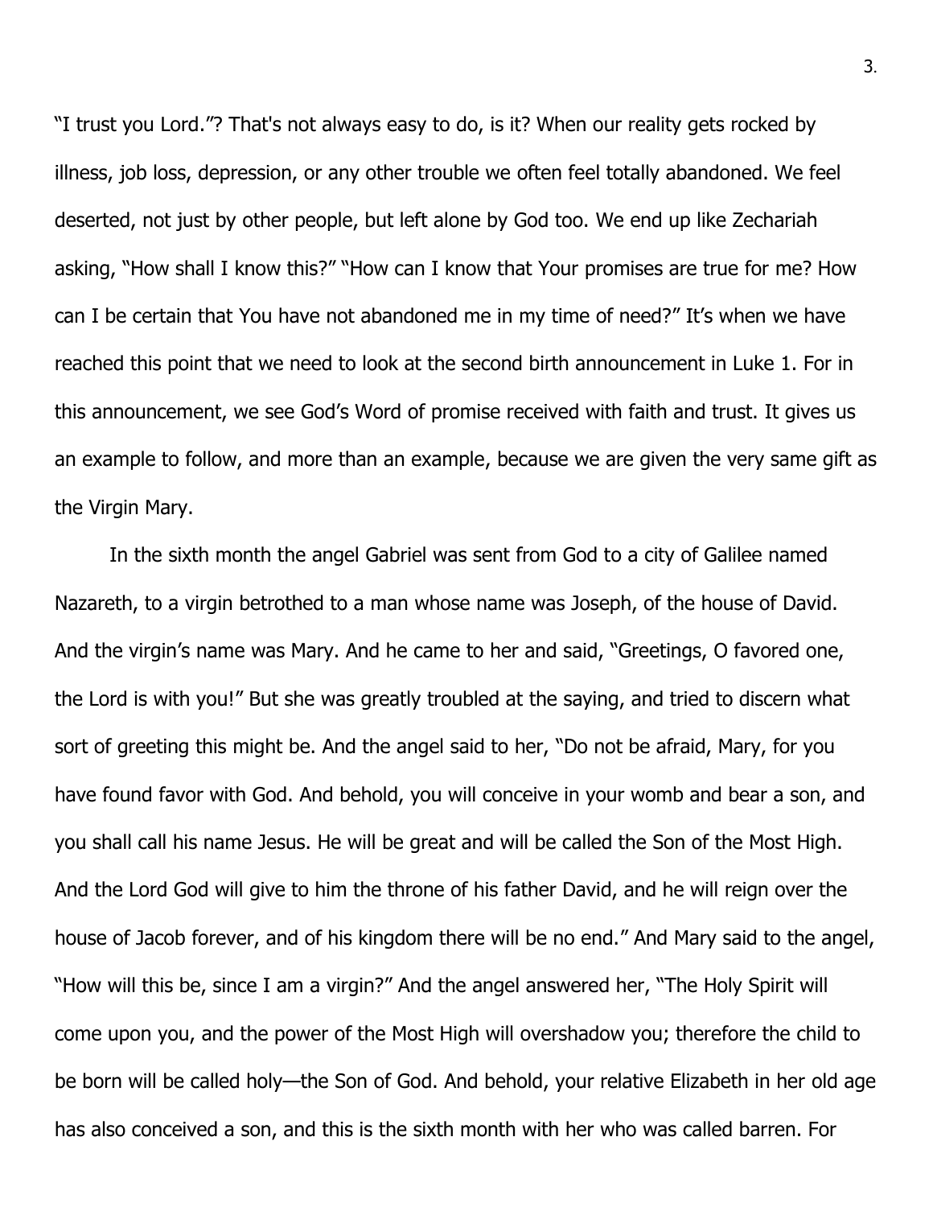"I trust you Lord."? That's not always easy to do, is it? When our reality gets rocked by illness, job loss, depression, or any other trouble we often feel totally abandoned. We feel deserted, not just by other people, but left alone by God too. We end up like Zechariah asking, "How shall I know this?" "How can I know that Your promises are true for me? How can I be certain that You have not abandoned me in my time of need?" It's when we have reached this point that we need to look at the second birth announcement in Luke 1. For in this announcement, we see God's Word of promise received with faith and trust. It gives us an example to follow, and more than an example, because we are given the very same gift as the Virgin Mary.

In the sixth month the angel Gabriel was sent from God to a city of Galilee named Nazareth, to a virgin betrothed to a man whose name was Joseph, of the house of David. And the virgin's name was Mary. And he came to her and said, "Greetings, O favored one, the Lord is with you!" But she was greatly troubled at the saying, and tried to discern what sort of greeting this might be. And the angel said to her, "Do not be afraid, Mary, for you have found favor with God. And behold, you will conceive in your womb and bear a son, and you shall call his name Jesus. He will be great and will be called the Son of the Most High. And the Lord God will give to him the throne of his father David, and he will reign over the house of Jacob forever, and of his kingdom there will be no end." And Mary said to the angel, "How will this be, since I am a virgin?" And the angel answered her, "The Holy Spirit will come upon you, and the power of the Most High will overshadow you; therefore the child to be born will be called holy—the Son of God. And behold, your relative Elizabeth in her old age has also conceived a son, and this is the sixth month with her who was called barren. For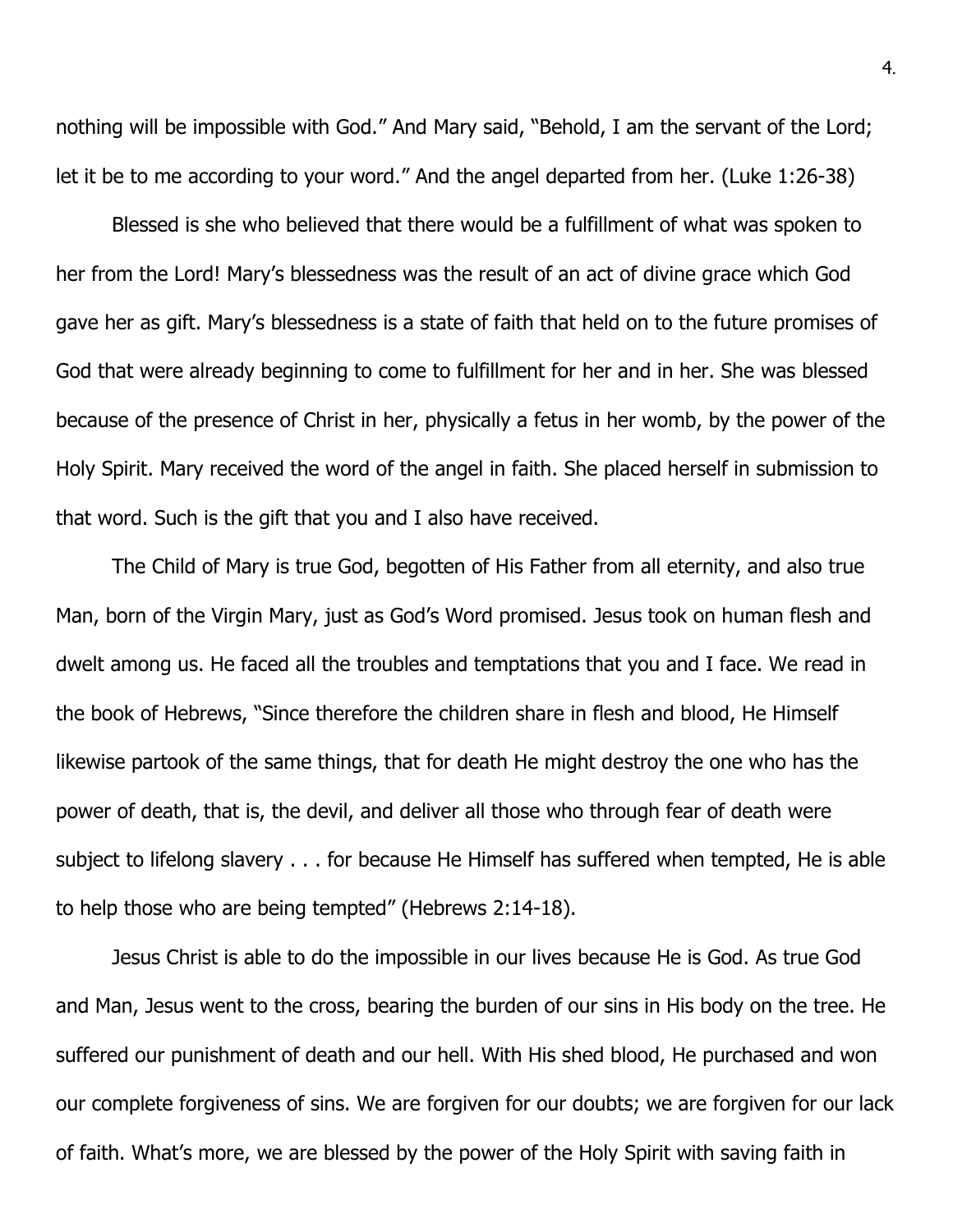nothing will be impossible with God." And Mary said, "Behold, I am the servant of the Lord; let it be to me according to your word." And the angel departed from her. (Luke 1:26-38)

Blessed is she who believed that there would be a fulfillment of what was spoken to her from the Lord! Mary's blessedness was the result of an act of divine grace which God gave her as gift. Mary's blessedness is a state of faith that held on to the future promises of God that were already beginning to come to fulfillment for her and in her. She was blessed because of the presence of Christ in her, physically a fetus in her womb, by the power of the Holy Spirit. Mary received the word of the angel in faith. She placed herself in submission to that word. Such is the gift that you and I also have received.

The Child of Mary is true God, begotten of His Father from all eternity, and also true Man, born of the Virgin Mary, just as God's Word promised. Jesus took on human flesh and dwelt among us. He faced all the troubles and temptations that you and I face. We read in the book of Hebrews, "Since therefore the children share in flesh and blood, He Himself likewise partook of the same things, that for death He might destroy the one who has the power of death, that is, the devil, and deliver all those who through fear of death were subject to lifelong slavery . . . for because He Himself has suffered when tempted, He is able to help those who are being tempted" (Hebrews 2:14-18).

Jesus Christ is able to do the impossible in our lives because He is God. As true God and Man, Jesus went to the cross, bearing the burden of our sins in His body on the tree. He suffered our punishment of death and our hell. With His shed blood, He purchased and won our complete forgiveness of sins. We are forgiven for our doubts; we are forgiven for our lack of faith. What's more, we are blessed by the power of the Holy Spirit with saving faith in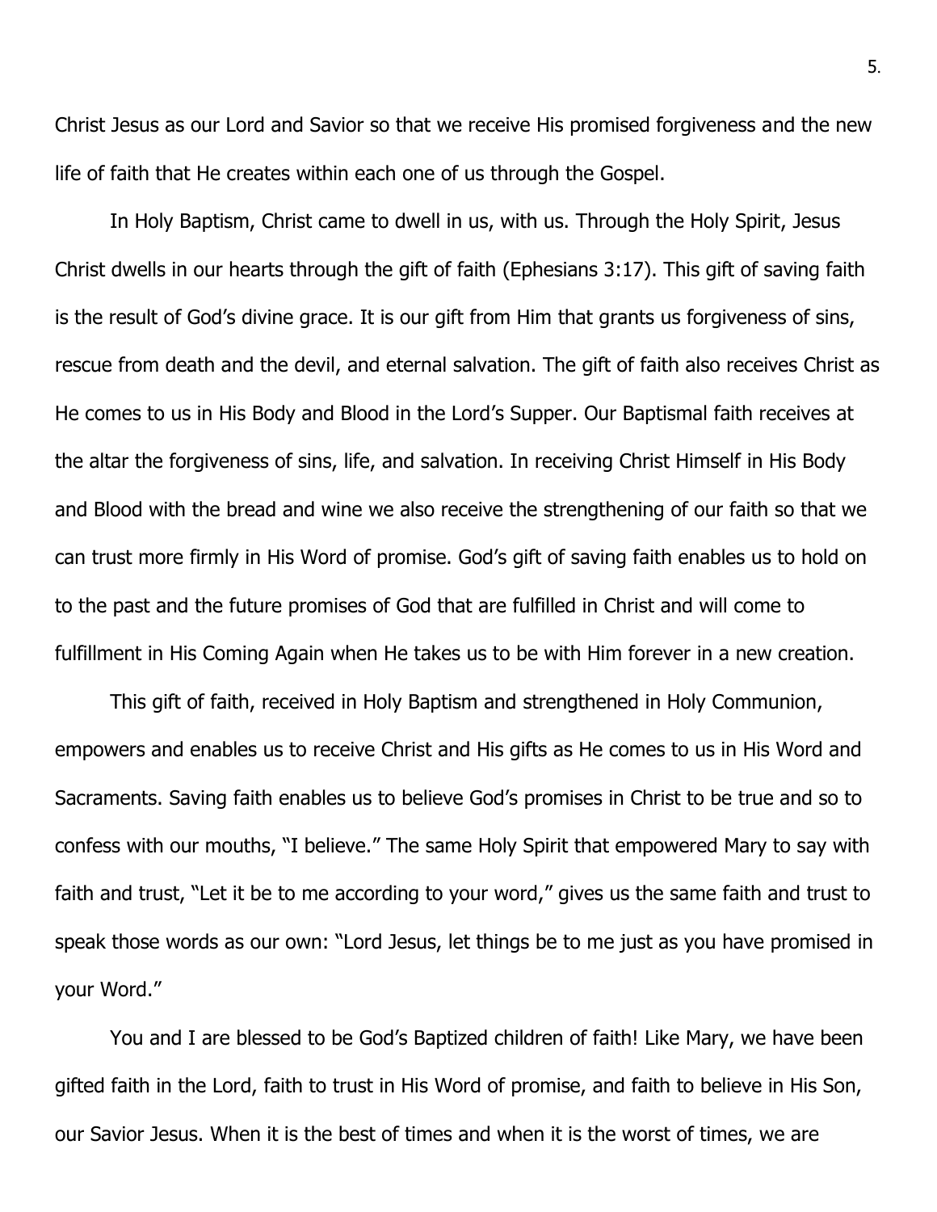Christ Jesus as our Lord and Savior so that we receive His promised forgiveness and the new life of faith that He creates within each one of us through the Gospel.

In Holy Baptism, Christ came to dwell in us, with us. Through the Holy Spirit, Jesus Christ dwells in our hearts through the gift of faith (Ephesians 3:17). This gift of saving faith is the result of God's divine grace. It is our gift from Him that grants us forgiveness of sins, rescue from death and the devil, and eternal salvation. The gift of faith also receives Christ as He comes to us in His Body and Blood in the Lord's Supper. Our Baptismal faith receives at the altar the forgiveness of sins, life, and salvation. In receiving Christ Himself in His Body and Blood with the bread and wine we also receive the strengthening of our faith so that we can trust more firmly in His Word of promise. God's gift of saving faith enables us to hold on to the past and the future promises of God that are fulfilled in Christ and will come to fulfillment in His Coming Again when He takes us to be with Him forever in a new creation.

This gift of faith, received in Holy Baptism and strengthened in Holy Communion, empowers and enables us to receive Christ and His gifts as He comes to us in His Word and Sacraments. Saving faith enables us to believe God's promises in Christ to be true and so to confess with our mouths, "I believe." The same Holy Spirit that empowered Mary to say with faith and trust, "Let it be to me according to your word," gives us the same faith and trust to speak those words as our own: "Lord Jesus, let things be to me just as you have promised in your Word."

You and I are blessed to be God's Baptized children of faith! Like Mary, we have been gifted faith in the Lord, faith to trust in His Word of promise, and faith to believe in His Son, our Savior Jesus. When it is the best of times and when it is the worst of times, we are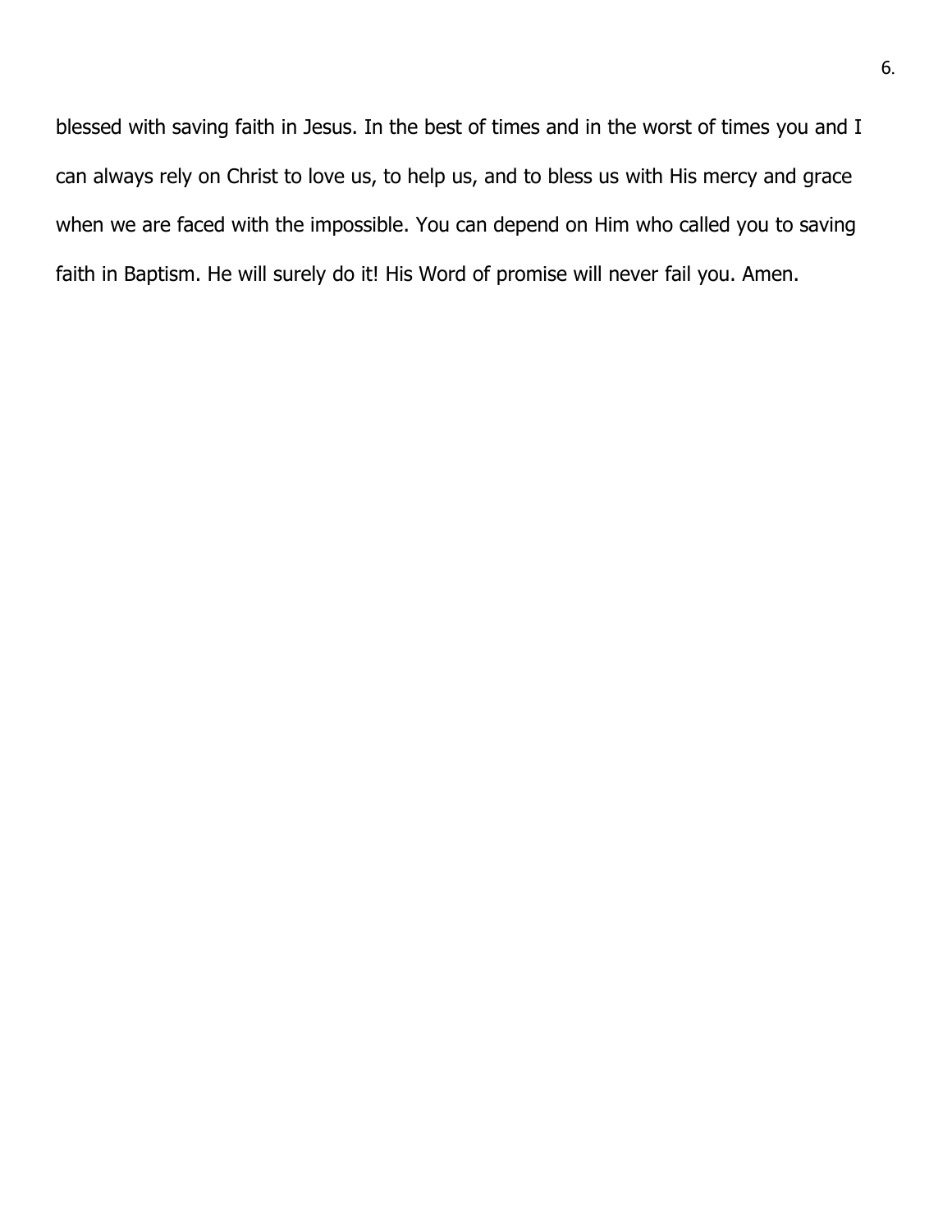blessed with saving faith in Jesus. In the best of times and in the worst of times you and I can always rely on Christ to love us, to help us, and to bless us with His mercy and grace when we are faced with the impossible. You can depend on Him who called you to saving faith in Baptism. He will surely do it! His Word of promise will never fail you. Amen.